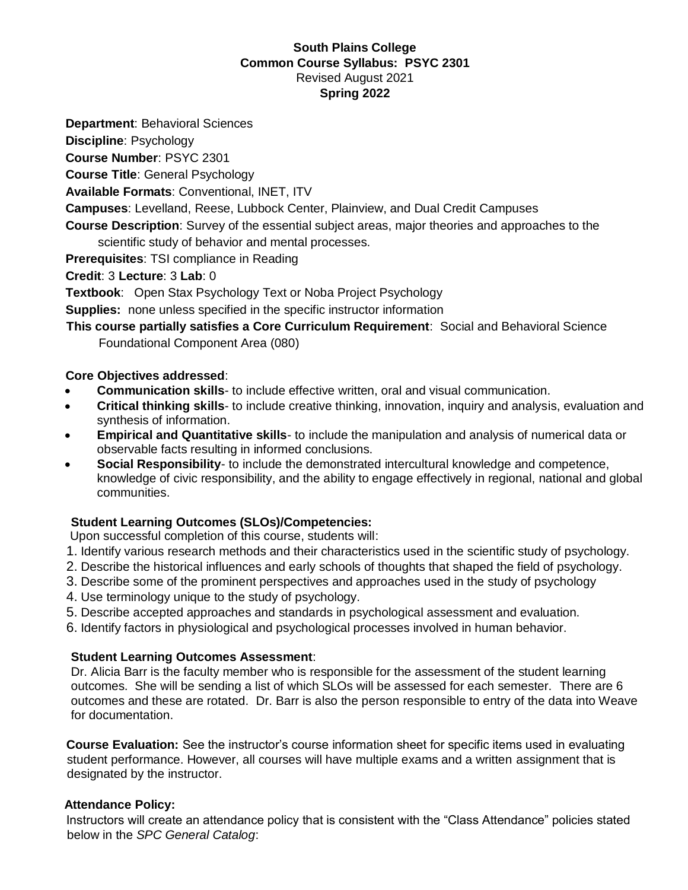**South Plains College**
**Common Course Syllabus: PSYC 2301**
Revised August 2021
**Spring 2022**

**Department**: Behavioral Sciences

**Discipline**: Psychology

**Course Number**: PSYC 2301

**Course Title**: General Psychology

**Available Formats**: Conventional, INET, ITV

**Campuses**: Levelland, Reese, Lubbock Center, Plainview, and Dual Credit Campuses

**Course Description**: Survey of the essential subject areas, major theories and approaches to the scientific study of behavior and mental processes.

**Prerequisites**: TSI compliance in Reading

**Credit**: 3 **Lecture**: 3 **Lab**: 0

**Textbook**: Open Stax Psychology Text or Noba Project Psychology

**Supplies:** none unless specified in the specific instructor information

**This course partially satisfies a Core Curriculum Requirement**: Social and Behavioral Science Foundational Component Area (080)

**Core Objectives addressed**:

- **Communication skills**- to include effective written, oral and visual communication.
- **Critical thinking skills**- to include creative thinking, innovation, inquiry and analysis, evaluation and synthesis of information.
- **Empirical and Quantitative skills**- to include the manipulation and analysis of numerical data or observable facts resulting in informed conclusions.
- **Social Responsibility**- to include the demonstrated intercultural knowledge and competence, knowledge of civic responsibility, and the ability to engage effectively in regional, national and global communities.

**Student Learning Outcomes (SLOs)/Competencies:**

Upon successful completion of this course, students will:

1. Identify various research methods and their characteristics used in the scientific study of psychology.
2. Describe the historical influences and early schools of thoughts that shaped the field of psychology.
3. Describe some of the prominent perspectives and approaches used in the study of psychology
4. Use terminology unique to the study of psychology.
5. Describe accepted approaches and standards in psychological assessment and evaluation.
6. Identify factors in physiological and psychological processes involved in human behavior.

**Student Learning Outcomes Assessment**:

Dr. Alicia Barr is the faculty member who is responsible for the assessment of the student learning outcomes. She will be sending a list of which SLOs will be assessed for each semester. There are 6 outcomes and these are rotated. Dr. Barr is also the person responsible to entry of the data into Weave for documentation.

**Course Evaluation:** See the instructor's course information sheet for specific items used in evaluating student performance. However, all courses will have multiple exams and a written assignment that is designated by the instructor.

**Attendance Policy:**

Instructors will create an attendance policy that is consistent with the "Class Attendance" policies stated below in the *SPC General Catalog*: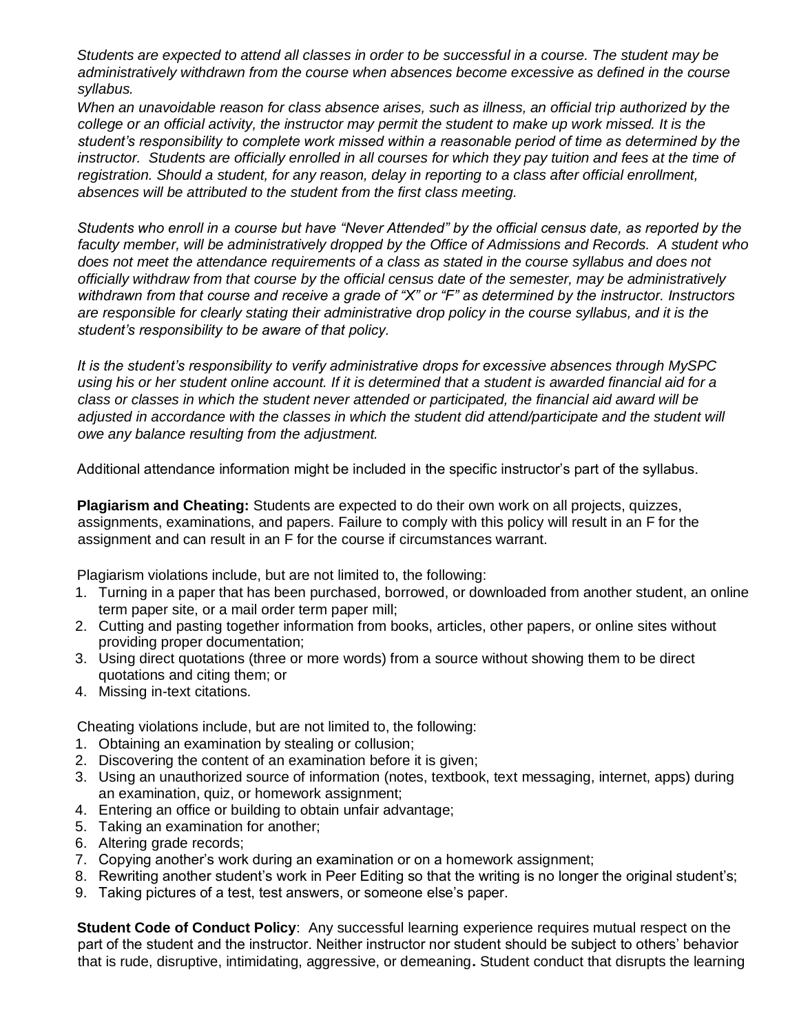*Students are expected to attend all classes in order to be successful in a course. The student may be administratively withdrawn from the course when absences become excessive as defined in the course syllabus.*
*When an unavoidable reason for class absence arises, such as illness, an official trip authorized by the college or an official activity, the instructor may permit the student to make up work missed. It is the student's responsibility to complete work missed within a reasonable period of time as determined by the instructor. Students are officially enrolled in all courses for which they pay tuition and fees at the time of registration. Should a student, for any reason, delay in reporting to a class after official enrollment, absences will be attributed to the student from the first class meeting.*

*Students who enroll in a course but have "Never Attended" by the official census date, as reported by the faculty member, will be administratively dropped by the Office of Admissions and Records. A student who does not meet the attendance requirements of a class as stated in the course syllabus and does not officially withdraw from that course by the official census date of the semester, may be administratively withdrawn from that course and receive a grade of "X" or "F" as determined by the instructor. Instructors are responsible for clearly stating their administrative drop policy in the course syllabus, and it is the student's responsibility to be aware of that policy.*

*It is the student's responsibility to verify administrative drops for excessive absences through MySPC using his or her student online account. If it is determined that a student is awarded financial aid for a class or classes in which the student never attended or participated, the financial aid award will be adjusted in accordance with the classes in which the student did attend/participate and the student will owe any balance resulting from the adjustment.*

Additional attendance information might be included in the specific instructor's part of the syllabus.

**Plagiarism and Cheating:** Students are expected to do their own work on all projects, quizzes, assignments, examinations, and papers. Failure to comply with this policy will result in an F for the assignment and can result in an F for the course if circumstances warrant.

Plagiarism violations include, but are not limited to, the following:

1. Turning in a paper that has been purchased, borrowed, or downloaded from another student, an online term paper site, or a mail order term paper mill;
2. Cutting and pasting together information from books, articles, other papers, or online sites without providing proper documentation;
3. Using direct quotations (three or more words) from a source without showing them to be direct quotations and citing them; or
4. Missing in-text citations.

Cheating violations include, but are not limited to, the following:

1. Obtaining an examination by stealing or collusion;
2. Discovering the content of an examination before it is given;
3. Using an unauthorized source of information (notes, textbook, text messaging, internet, apps) during an examination, quiz, or homework assignment;
4. Entering an office or building to obtain unfair advantage;
5. Taking an examination for another;
6. Altering grade records;
7. Copying another's work during an examination or on a homework assignment;
8. Rewriting another student's work in Peer Editing so that the writing is no longer the original student's;
9. Taking pictures of a test, test answers, or someone else's paper.

**Student Code of Conduct Policy**: Any successful learning experience requires mutual respect on the part of the student and the instructor. Neither instructor nor student should be subject to others' behavior that is rude, disruptive, intimidating, aggressive, or demeaning**.** Student conduct that disrupts the learning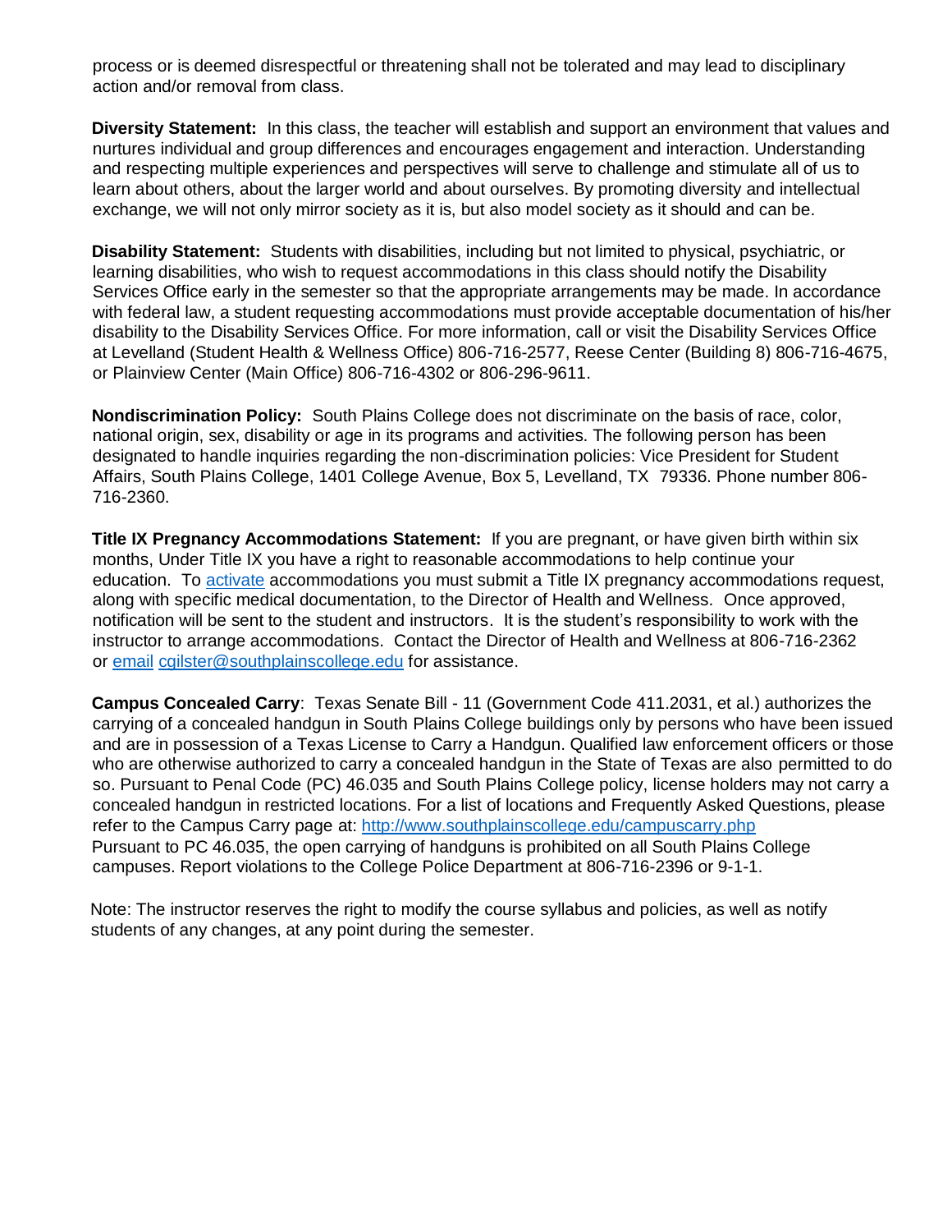process or is deemed disrespectful or threatening shall not be tolerated and may lead to disciplinary action and/or removal from class.

**Diversity Statement:** In this class, the teacher will establish and support an environment that values and nurtures individual and group differences and encourages engagement and interaction. Understanding and respecting multiple experiences and perspectives will serve to challenge and stimulate all of us to learn about others, about the larger world and about ourselves. By promoting diversity and intellectual exchange, we will not only mirror society as it is, but also model society as it should and can be.

**Disability Statement:** Students with disabilities, including but not limited to physical, psychiatric, or learning disabilities, who wish to request accommodations in this class should notify the Disability Services Office early in the semester so that the appropriate arrangements may be made. In accordance with federal law, a student requesting accommodations must provide acceptable documentation of his/her disability to the Disability Services Office. For more information, call or visit the Disability Services Office at Levelland (Student Health & Wellness Office) 806-716-2577, Reese Center (Building 8) 806-716-4675, or Plainview Center (Main Office) 806-716-4302 or 806-296-9611.

**Nondiscrimination Policy:** South Plains College does not discriminate on the basis of race, color, national origin, sex, disability or age in its programs and activities. The following person has been designated to handle inquiries regarding the non-discrimination policies: Vice President for Student Affairs, South Plains College, 1401 College Avenue, Box 5, Levelland, TX 79336. Phone number 806-716-2360.

**Title IX Pregnancy Accommodations Statement:** If you are pregnant, or have given birth within six months, Under Title IX you have a right to reasonable accommodations to help continue your education. To activate accommodations you must submit a Title IX pregnancy accommodations request, along with specific medical documentation, to the Director of Health and Wellness. Once approved, notification will be sent to the student and instructors. It is the student's responsibility to work with the instructor to arrange accommodations. Contact the Director of Health and Wellness at 806-716-2362 or email cgilster@southplainscollege.edu for assistance.

**Campus Concealed Carry**: Texas Senate Bill - 11 (Government Code 411.2031, et al.) authorizes the carrying of a concealed handgun in South Plains College buildings only by persons who have been issued and are in possession of a Texas License to Carry a Handgun. Qualified law enforcement officers or those who are otherwise authorized to carry a concealed handgun in the State of Texas are also permitted to do so. Pursuant to Penal Code (PC) 46.035 and South Plains College policy, license holders may not carry a concealed handgun in restricted locations. For a list of locations and Frequently Asked Questions, please refer to the Campus Carry page at: http://www.southplainscollege.edu/campuscarry.php
Pursuant to PC 46.035, the open carrying of handguns is prohibited on all South Plains College campuses. Report violations to the College Police Department at 806-716-2396 or 9-1-1.

Note: The instructor reserves the right to modify the course syllabus and policies, as well as notify students of any changes, at any point during the semester.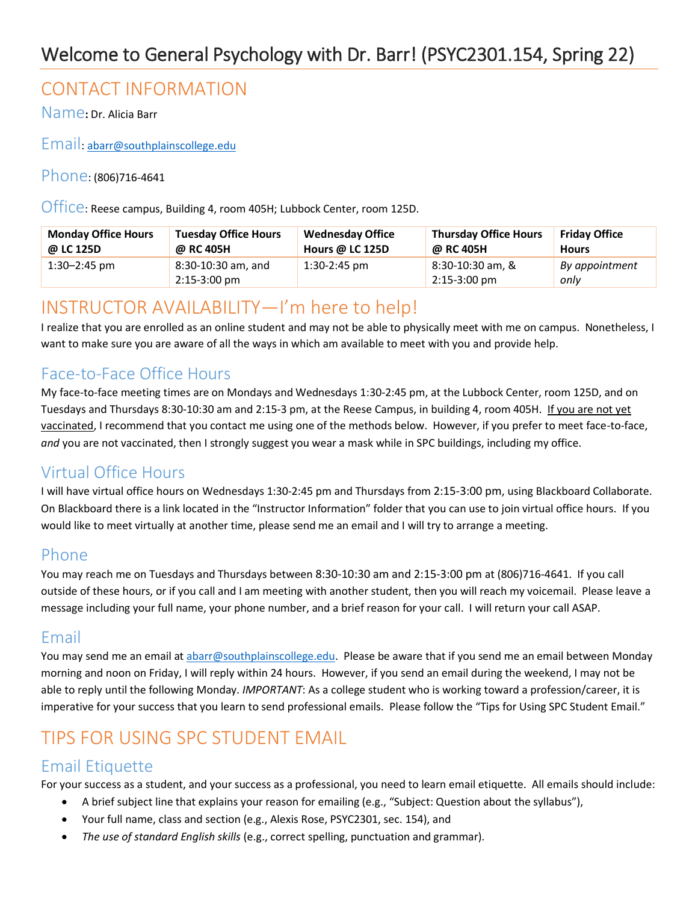# Welcome to General Psychology with Dr. Barr! (PSYC2301.154, Spring 22)

## CONTACT INFORMATION

### Name: Dr. Alicia Barr

### Email: abarr@southplainscollege.edu

### Phone: (806)716-4641

### Office: Reese campus, Building 4, room 405H; Lubbock Center, room 125D.

| Monday Office Hours @ LC 125D | Tuesday Office Hours @ RC 405H | Wednesday Office Hours @ LC 125D | Thursday Office Hours @ RC 405H | Friday Office Hours |
|---|---|---|---|---|
| 1:30–2:45 pm | 8:30-10:30 am, and 2:15-3:00 pm | 1:30-2:45 pm | 8:30-10:30 am, & 2:15-3:00 pm | *By appointment only* |

## INSTRUCTOR AVAILABILITY—I'm here to help!

I realize that you are enrolled as an online student and may not be able to physically meet with me on campus. Nonetheless, I want to make sure you are aware of all the ways in which am available to meet with you and provide help.

### Face-to-Face Office Hours

My face-to-face meeting times are on Mondays and Wednesdays 1:30-2:45 pm, at the Lubbock Center, room 125D, and on Tuesdays and Thursdays 8:30-10:30 am and 2:15-3 pm, at the Reese Campus, in building 4, room 405H. If you are not yet vaccinated, I recommend that you contact me using one of the methods below. However, if you prefer to meet face-to-face, *and* you are not vaccinated, then I strongly suggest you wear a mask while in SPC buildings, including my office.

### Virtual Office Hours

I will have virtual office hours on Wednesdays 1:30-2:45 pm and Thursdays from 2:15-3:00 pm, using Blackboard Collaborate. On Blackboard there is a link located in the "Instructor Information" folder that you can use to join virtual office hours. If you would like to meet virtually at another time, please send me an email and I will try to arrange a meeting.

### Phone

You may reach me on Tuesdays and Thursdays between 8:30-10:30 am and 2:15-3:00 pm at (806)716-4641. If you call outside of these hours, or if you call and I am meeting with another student, then you will reach my voicemail. Please leave a message including your full name, your phone number, and a brief reason for your call. I will return your call ASAP.

### Email

You may send me an email at abarr@southplainscollege.edu. Please be aware that if you send me an email between Monday morning and noon on Friday, I will reply within 24 hours. However, if you send an email during the weekend, I may not be able to reply until the following Monday. *IMPORTANT*: As a college student who is working toward a profession/career, it is imperative for your success that you learn to send professional emails. Please follow the "Tips for Using SPC Student Email."

## TIPS FOR USING SPC STUDENT EMAIL

### Email Etiquette

For your success as a student, and your success as a professional, you need to learn email etiquette. All emails should include:

- A brief subject line that explains your reason for emailing (e.g., "Subject: Question about the syllabus"),
- Your full name, class and section (e.g., Alexis Rose, PSYC2301, sec. 154), and
- *The use of standard English skills* (e.g., correct spelling, punctuation and grammar).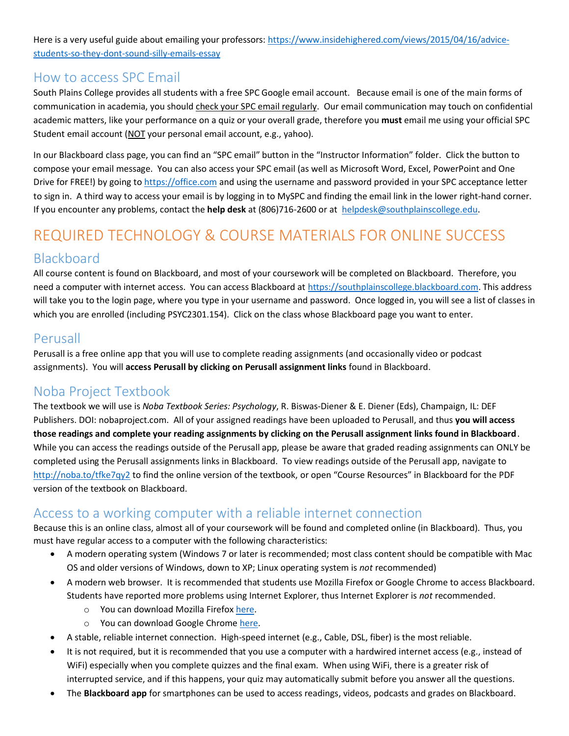Here is a very useful guide about emailing your professors: https://www.insidehighered.com/views/2015/04/16/advice-students-so-they-dont-sound-silly-emails-essay

## How to access SPC Email

South Plains College provides all students with a free SPC Google email account. Because email is one of the main forms of communication in academia, you should check your SPC email regularly. Our email communication may touch on confidential academic matters, like your performance on a quiz or your overall grade, therefore you **must** email me using your official SPC Student email account (NOT your personal email account, e.g., yahoo).

In our Blackboard class page, you can find an "SPC email" button in the "Instructor Information" folder. Click the button to compose your email message. You can also access your SPC email (as well as Microsoft Word, Excel, PowerPoint and One Drive for FREE!) by going to https://office.com and using the username and password provided in your SPC acceptance letter to sign in. A third way to access your email is by logging in to MySPC and finding the email link in the lower right-hand corner. If you encounter any problems, contact the **help desk** at (806)716-2600 or at helpdesk@southplainscollege.edu.

# REQUIRED TECHNOLOGY & COURSE MATERIALS FOR ONLINE SUCCESS

## Blackboard

All course content is found on Blackboard, and most of your coursework will be completed on Blackboard. Therefore, you need a computer with internet access. You can access Blackboard at https://southplainscollege.blackboard.com. This address will take you to the login page, where you type in your username and password. Once logged in, you will see a list of classes in which you are enrolled (including PSYC2301.154). Click on the class whose Blackboard page you want to enter.

## Perusall

Perusall is a free online app that you will use to complete reading assignments (and occasionally video or podcast assignments). You will **access Perusall by clicking on Perusall assignment links** found in Blackboard.

## Noba Project Textbook

The textbook we will use is *Noba Textbook Series: Psychology*, R. Biswas-Diener & E. Diener (Eds), Champaign, IL: DEF Publishers. DOI: nobaproject.com. All of your assigned readings have been uploaded to Perusall, and thus **you will access those readings and complete your reading assignments by clicking on the Perusall assignment links found in Blackboard**. While you can access the readings outside of the Perusall app, please be aware that graded reading assignments can ONLY be completed using the Perusall assignments links in Blackboard. To view readings outside of the Perusall app, navigate to http://noba.to/tfke7qy2 to find the online version of the textbook, or open "Course Resources" in Blackboard for the PDF version of the textbook on Blackboard.

## Access to a working computer with a reliable internet connection

Because this is an online class, almost all of your coursework will be found and completed online (in Blackboard). Thus, you must have regular access to a computer with the following characteristics:

- A modern operating system (Windows 7 or later is recommended; most class content should be compatible with Mac OS and older versions of Windows, down to XP; Linux operating system is *not* recommended)
- A modern web browser. It is recommended that students use Mozilla Firefox or Google Chrome to access Blackboard. Students have reported more problems using Internet Explorer, thus Internet Explorer is *not* recommended.
  - You can download Mozilla Firefox here.
  - You can download Google Chrome here.
- A stable, reliable internet connection. High-speed internet (e.g., Cable, DSL, fiber) is the most reliable.
- It is not required, but it is recommended that you use a computer with a hardwired internet access (e.g., instead of WiFi) especially when you complete quizzes and the final exam. When using WiFi, there is a greater risk of interrupted service, and if this happens, your quiz may automatically submit before you answer all the questions.
- The **Blackboard app** for smartphones can be used to access readings, videos, podcasts and grades on Blackboard.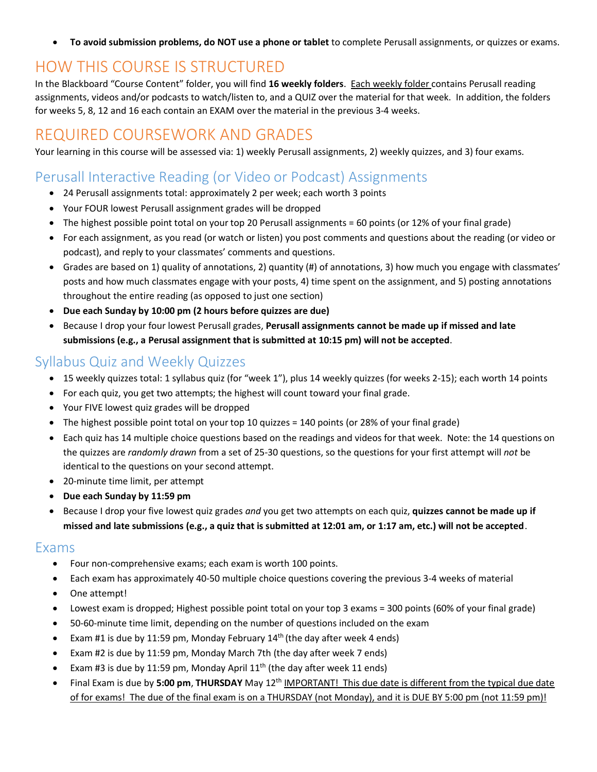- **To avoid submission problems, do NOT use a phone or tablet** to complete Perusall assignments, or quizzes or exams.

# HOW THIS COURSE IS STRUCTURED

In the Blackboard "Course Content" folder, you will find **16 weekly folders**. Each weekly folder contains Perusall reading assignments, videos and/or podcasts to watch/listen to, and a QUIZ over the material for that week. In addition, the folders for weeks 5, 8, 12 and 16 each contain an EXAM over the material in the previous 3-4 weeks.

# REQUIRED COURSEWORK AND GRADES

Your learning in this course will be assessed via: 1) weekly Perusall assignments, 2) weekly quizzes, and 3) four exams.

## Perusall Interactive Reading (or Video or Podcast) Assignments

- 24 Perusall assignments total: approximately 2 per week; each worth 3 points
- Your FOUR lowest Perusall assignment grades will be dropped
- The highest possible point total on your top 20 Perusall assignments = 60 points (or 12% of your final grade)
- For each assignment, as you read (or watch or listen) you post comments and questions about the reading (or video or podcast), and reply to your classmates' comments and questions.
- Grades are based on 1) quality of annotations, 2) quantity (#) of annotations, 3) how much you engage with classmates' posts and how much classmates engage with your posts, 4) time spent on the assignment, and 5) posting annotations throughout the entire reading (as opposed to just one section)
- **Due each Sunday by 10:00 pm (2 hours before quizzes are due)**
- Because I drop your four lowest Perusall grades, **Perusall assignments cannot be made up if missed and late submissions (e.g., a Perusal assignment that is submitted at 10:15 pm) will not be accepted**.

## Syllabus Quiz and Weekly Quizzes

- 15 weekly quizzes total: 1 syllabus quiz (for "week 1"), plus 14 weekly quizzes (for weeks 2-15); each worth 14 points
- For each quiz, you get two attempts; the highest will count toward your final grade.
- Your FIVE lowest quiz grades will be dropped
- The highest possible point total on your top 10 quizzes = 140 points (or 28% of your final grade)
- Each quiz has 14 multiple choice questions based on the readings and videos for that week. Note: the 14 questions on the quizzes are *randomly drawn* from a set of 25-30 questions, so the questions for your first attempt will *not* be identical to the questions on your second attempt.
- 20-minute time limit, per attempt
- **Due each Sunday by 11:59 pm**
- Because I drop your five lowest quiz grades *and* you get two attempts on each quiz, **quizzes cannot be made up if missed and late submissions (e.g., a quiz that is submitted at 12:01 am, or 1:17 am, etc.) will not be accepted**.

## Exams

- Four non-comprehensive exams; each exam is worth 100 points.
- Each exam has approximately 40-50 multiple choice questions covering the previous 3-4 weeks of material
- One attempt!
- Lowest exam is dropped; Highest possible point total on your top 3 exams = 300 points (60% of your final grade)
- 50-60-minute time limit, depending on the number of questions included on the exam
- Exam #1 is due by 11:59 pm, Monday February 14th (the day after week 4 ends)
- Exam #2 is due by 11:59 pm, Monday March 7th (the day after week 7 ends)
- Exam #3 is due by 11:59 pm, Monday April 11th (the day after week 11 ends)
- Final Exam is due by **5:00 pm**, **THURSDAY** May 12th IMPORTANT! This due date is different from the typical due date of for exams! The due of the final exam is on a THURSDAY (not Monday), and it is DUE BY 5:00 pm (not 11:59 pm)!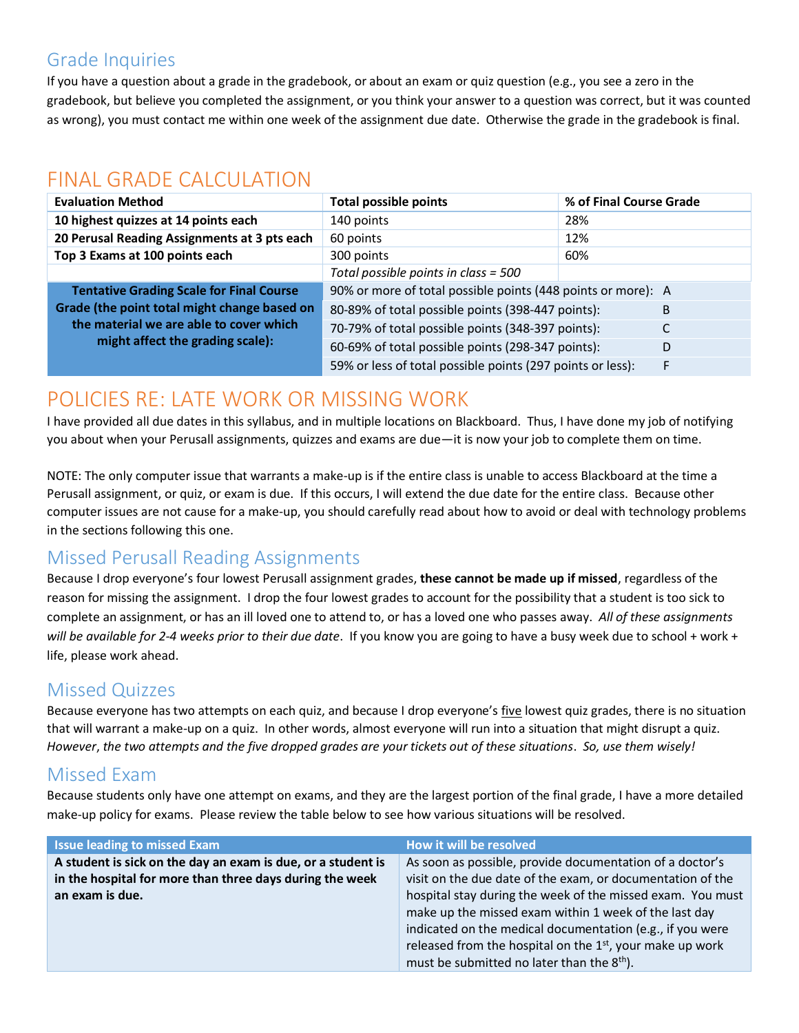## Grade Inquiries

If you have a question about a grade in the gradebook, or about an exam or quiz question (e.g., you see a zero in the gradebook, but believe you completed the assignment, or you think your answer to a question was correct, but it was counted as wrong), you must contact me within one week of the assignment due date. Otherwise the grade in the gradebook is final.

# FINAL GRADE CALCULATION

| Evaluation Method | Total possible points | % of Final Course Grade |
|---|---|---|
| **10 highest quizzes at 14 points each** | 140 points | 28% |
| **20 Perusal Reading Assignments at 3 pts each** | 60 points | 12% |
| **Top 3 Exams at 100 points each** | 300 points | 60% |
| | *Total possible points in class = 500* | |
| **Tentative Grading Scale for Final Course Grade (the point total might change based on the material we are able to cover which might affect the grading scale):** | 90% or more of total possible points (448 points or more): | A |
| | 80-89% of total possible points (398-447 points): | B |
| | 70-79% of total possible points (348-397 points): | C |
| | 60-69% of total possible points (298-347 points): | D |
| | 59% or less of total possible points (297 points or less): | F |

# POLICIES RE: LATE WORK OR MISSING WORK

I have provided all due dates in this syllabus, and in multiple locations on Blackboard. Thus, I have done my job of notifying you about when your Perusall assignments, quizzes and exams are due—it is now your job to complete them on time.

NOTE: The only computer issue that warrants a make-up is if the entire class is unable to access Blackboard at the time a Perusall assignment, or quiz, or exam is due. If this occurs, I will extend the due date for the entire class. Because other computer issues are not cause for a make-up, you should carefully read about how to avoid or deal with technology problems in the sections following this one.

## Missed Perusall Reading Assignments

Because I drop everyone's four lowest Perusall assignment grades, **these cannot be made up if missed**, regardless of the reason for missing the assignment. I drop the four lowest grades to account for the possibility that a student is too sick to complete an assignment, or has an ill loved one to attend to, or has a loved one who passes away. *All of these assignments will be available for 2-4 weeks prior to their due date*. If you know you are going to have a busy week due to school + work + life, please work ahead.

## Missed Quizzes

Because everyone has two attempts on each quiz, and because I drop everyone's five lowest quiz grades, there is no situation that will warrant a make-up on a quiz. In other words, almost everyone will run into a situation that might disrupt a quiz. *However, the two attempts and the five dropped grades are your tickets out of these situations*. *So, use them wisely!*

## Missed Exam

Because students only have one attempt on exams, and they are the largest portion of the final grade, I have a more detailed make-up policy for exams. Please review the table below to see how various situations will be resolved.

| Issue leading to missed Exam | How it will be resolved |
|---|---|
| **A student is sick on the day an exam is due, or a student is in the hospital for more than three days during the week an exam is due.** | As soon as possible, provide documentation of a doctor's visit on the due date of the exam, or documentation of the hospital stay during the week of the missed exam. You must make up the missed exam within 1 week of the last day indicated on the medical documentation (e.g., if you were released from the hospital on the 1st, your make up work must be submitted no later than the 8th). |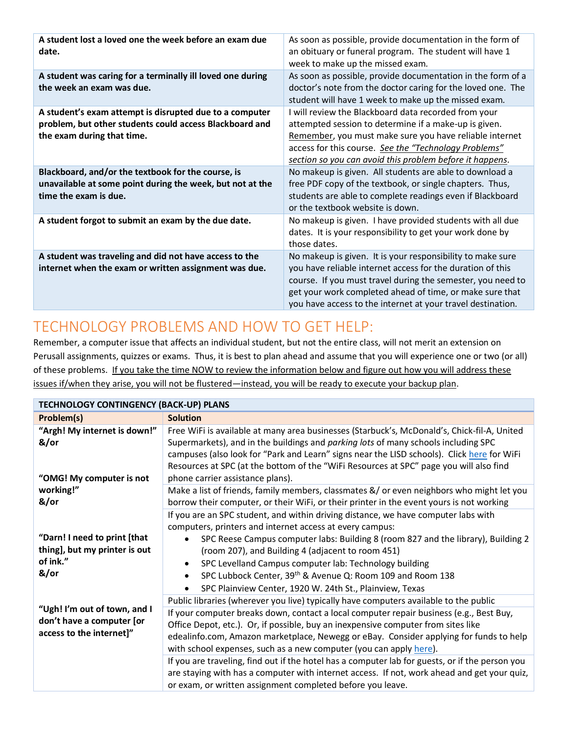| | |
|---|---|
| **A student lost a loved one the week before an exam due date.** | As soon as possible, provide documentation in the form of an obituary or funeral program. The student will have 1 week to make up the missed exam. |
| **A student was caring for a terminally ill loved one during the week an exam was due.** | As soon as possible, provide documentation in the form of a doctor's note from the doctor caring for the loved one. The student will have 1 week to make up the missed exam. |
| **A student's exam attempt is disrupted due to a computer problem, but other students could access Blackboard and the exam during that time.** | I will review the Blackboard data recorded from your attempted session to determine if a make-up is given. Remember, you must make sure you have reliable internet access for this course. *See the "Technology Problems" section so you can avoid this problem before it happens.* |
| **Blackboard, and/or the textbook for the course, is unavailable at some point during the week, but not at the time the exam is due.** | No makeup is given. All students are able to download a free PDF copy of the textbook, or single chapters. Thus, students are able to complete readings even if Blackboard or the textbook website is down. |
| **A student forgot to submit an exam by the due date.** | No makeup is given. I have provided students with all due dates. It is your responsibility to get your work done by those dates. |
| **A student was traveling and did not have access to the internet when the exam or written assignment was due.** | No makeup is given. It is your responsibility to make sure you have reliable internet access for the duration of this course. If you must travel during the semester, you need to get your work completed ahead of time, or make sure that you have access to the internet at your travel destination. |

## TECHNOLOGY PROBLEMS AND HOW TO GET HELP:

Remember, a computer issue that affects an individual student, but not the entire class, will not merit an extension on Perusall assignments, quizzes or exams. Thus, it is best to plan ahead and assume that you will experience one or two (or all) of these problems. If you take the time NOW to review the information below and figure out how you will address these issues if/when they arise, you will not be flustered—instead, you will be ready to execute your backup plan.

| TECHNOLOGY CONTINGENCY (BACK-UP) PLANS | |
|---|---|
| **Problem(s)** | **Solution** |
| **"Argh! My internet is down!" &/or "OMG! My computer is not working!" &/or "Darn! I need to print [that thing], but my printer is out of ink." &/or "Ugh! I'm out of town, and I don't have a computer [or access to the internet]"** | Free WiFi is available at many area businesses (Starbuck's, McDonald's, Chick-fil-A, United Supermarkets), and in the buildings and *parking lots* of many schools including SPC campuses (also look for "Park and Learn" signs near the LISD schools). Click here for WiFi Resources at SPC (at the bottom of the "WiFi Resources at SPC" page you will also find phone carrier assistance plans). |
| | Make a list of friends, family members, classmates &/ or even neighbors who might let you borrow their computer, or their WiFi, or their printer in the event yours is not working |
| | If you are an SPC student, and within driving distance, we have computer labs with computers, printers and internet access at every campus:<br>• SPC Reese Campus computer labs: Building 8 (room 827 and the library), Building 2 (room 207), and Building 4 (adjacent to room 451)<br>• SPC Levelland Campus computer lab: Technology building<br>• SPC Lubbock Center, 39th & Avenue Q: Room 109 and Room 138<br>• SPC Plainview Center, 1920 W. 24th St., Plainview, Texas |
| | Public libraries (wherever you live) typically have computers available to the public |
| | If your computer breaks down, contact a local computer repair business (e.g., Best Buy, Office Depot, etc.). Or, if possible, buy an inexpensive computer from sites like edealinfo.com, Amazon marketplace, Newegg or eBay. Consider applying for funds to help with school expenses, such as a new computer (you can apply here). |
| | If you are traveling, find out if the hotel has a computer lab for guests, or if the person you are staying with has a computer with internet access. If not, work ahead and get your quiz, or exam, or written assignment completed before you leave. |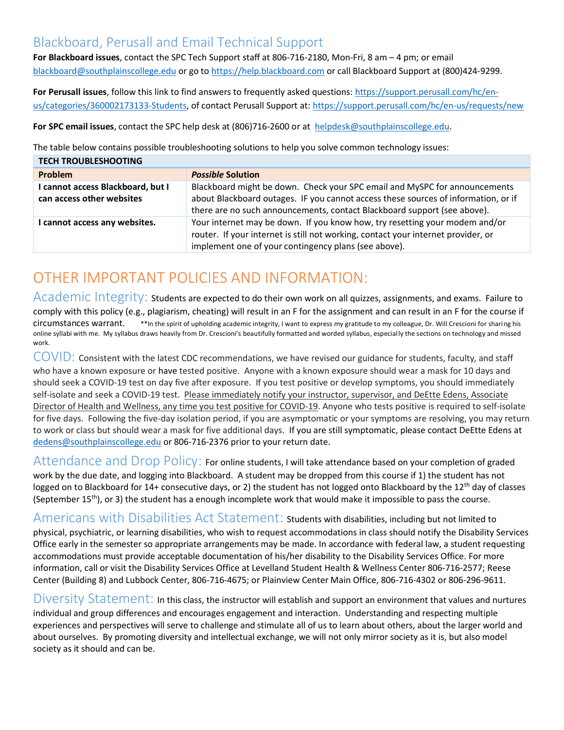## Blackboard, Perusall and Email Technical Support

**For Blackboard issues**, contact the SPC Tech Support staff at 806-716-2180, Mon-Fri, 8 am – 4 pm; or email blackboard@southplainscollege.edu or go to https://help.blackboard.com or call Blackboard Support at (800)424-9299.

**For Perusall issues**, follow this link to find answers to frequently asked questions: https://support.perusall.com/hc/en-us/categories/360002173133-Students, of contact Perusall Support at: https://support.perusall.com/hc/en-us/requests/new

**For SPC email issues**, contact the SPC help desk at (806)716-2600 or at helpdesk@southplainscollege.edu.

The table below contains possible troubleshooting solutions to help you solve common technology issues:

| **TECH TROUBLESHOOTING** | |
|---|---|
| **Problem** | ***Possible* Solution** |
| **I cannot access Blackboard, but I can access other websites** | Blackboard might be down. Check your SPC email and MySPC for announcements about Blackboard outages. IF you cannot access these sources of information, or if there are no such announcements, contact Blackboard support (see above). |
| **I cannot access any websites.** | Your internet may be down. If you know how, try resetting your modem and/or router. If your internet is still not working, contact your internet provider, or implement one of your contingency plans (see above). |

# OTHER IMPORTANT POLICIES AND INFORMATION:

**Academic Integrity:** Students are expected to do their own work on all quizzes, assignments, and exams. Failure to comply with this policy (e.g., plagiarism, cheating) will result in an F for the assignment and can result in an F for the course if circumstances warrant. **In the spirit of upholding academic integrity, I want to express my gratitude to my colleague, Dr. Will Crescioni for sharing his online syllabi with me. My syllabus draws heavily from Dr. Crescioni's beautifully formatted and worded syllabus, especially the sections on technology and missed work.

**COVID:** Consistent with the latest CDC recommendations, we have revised our guidance for students, faculty, and staff who have a known exposure or have tested positive. Anyone with a known exposure should wear a mask for 10 days and should seek a COVID-19 test on day five after exposure. If you test positive or develop symptoms, you should immediately self-isolate and seek a COVID-19 test. Please immediately notify your instructor, supervisor, and DeEtte Edens, Associate Director of Health and Wellness, any time you test positive for COVID-19. Anyone who tests positive is required to self-isolate for five days. Following the five-day isolation period, if you are asymptomatic or your symptoms are resolving, you may return to work or class but should wear a mask for five additional days. If you are still symptomatic, please contact DeEtte Edens at dedens@southplainscollege.edu or 806-716-2376 prior to your return date.

**Attendance and Drop Policy:** For online students, I will take attendance based on your completion of graded work by the due date, and logging into Blackboard. A student may be dropped from this course if 1) the student has not logged on to Blackboard for 14+ consecutive days, or 2) the student has not logged onto Blackboard by the 12th day of classes (September 15th), or 3) the student has a enough incomplete work that would make it impossible to pass the course.

**Americans with Disabilities Act Statement:** Students with disabilities, including but not limited to physical, psychiatric, or learning disabilities, who wish to request accommodations in class should notify the Disability Services Office early in the semester so appropriate arrangements may be made. In accordance with federal law, a student requesting accommodations must provide acceptable documentation of his/her disability to the Disability Services Office. For more information, call or visit the Disability Services Office at Levelland Student Health & Wellness Center 806-716-2577; Reese Center (Building 8) and Lubbock Center, 806-716-4675; or Plainview Center Main Office, 806-716-4302 or 806-296-9611.

**Diversity Statement:** In this class, the instructor will establish and support an environment that values and nurtures individual and group differences and encourages engagement and interaction. Understanding and respecting multiple experiences and perspectives will serve to challenge and stimulate all of us to learn about others, about the larger world and about ourselves. By promoting diversity and intellectual exchange, we will not only mirror society as it is, but also model society as it should and can be.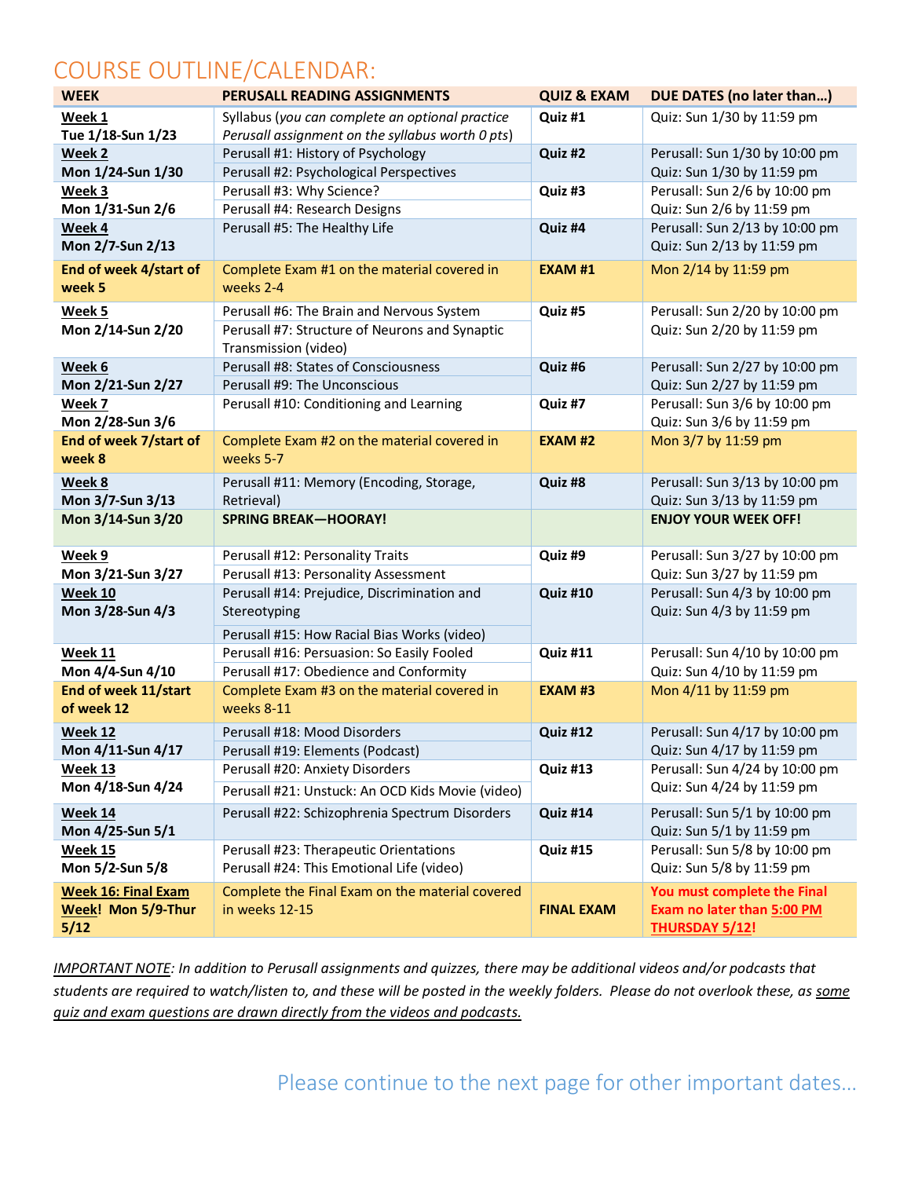## COURSE OUTLINE/CALENDAR:

| WEEK | PERUSALL READING ASSIGNMENTS | QUIZ & EXAM | DUE DATES (no later than…) |
|---|---|---|---|
| **Week 1** **Tue 1/18-Sun 1/23** | Syllabus (*you can complete an optional practice Perusall assignment on the syllabus worth 0 pts*) | **Quiz #1** | Quiz: Sun 1/30 by 11:59 pm |
| **Week 2** **Mon 1/24-Sun 1/30** | Perusall #1: History of Psychology<br>Perusall #2: Psychological Perspectives | **Quiz #2** | Perusall: Sun 1/30 by 10:00 pm<br>Quiz: Sun 1/30 by 11:59 pm |
| **Week 3** **Mon 1/31-Sun 2/6** | Perusall #3: Why Science?<br>Perusall #4: Research Designs | **Quiz #3** | Perusall: Sun 2/6 by 10:00 pm<br>Quiz: Sun 2/6 by 11:59 pm |
| **Week 4** **Mon 2/7-Sun 2/13** | Perusall #5: The Healthy Life | **Quiz #4** | Perusall: Sun 2/13 by 10:00 pm<br>Quiz: Sun 2/13 by 11:59 pm |
| **End of week 4/start of week 5** | Complete Exam #1 on the material covered in weeks 2-4 | **EXAM #1** | Mon 2/14 by 11:59 pm |
| **Week 5** **Mon 2/14-Sun 2/20** | Perusall #6: The Brain and Nervous System<br>Perusall #7: Structure of Neurons and Synaptic Transmission (video) | **Quiz #5** | Perusall: Sun 2/20 by 10:00 pm<br>Quiz: Sun 2/20 by 11:59 pm |
| **Week 6** **Mon 2/21-Sun 2/27** | Perusall #8: States of Consciousness<br>Perusall #9: The Unconscious | **Quiz #6** | Perusall: Sun 2/27 by 10:00 pm<br>Quiz: Sun 2/27 by 11:59 pm |
| **Week 7** **Mon 2/28-Sun 3/6** | Perusall #10: Conditioning and Learning | **Quiz #7** | Perusall: Sun 3/6 by 10:00 pm<br>Quiz: Sun 3/6 by 11:59 pm |
| **End of week 7/start of week 8** | Complete Exam #2 on the material covered in weeks 5-7 | **EXAM #2** | Mon 3/7 by 11:59 pm |
| **Week 8** **Mon 3/7-Sun 3/13** | Perusall #11: Memory (Encoding, Storage, Retrieval) | **Quiz #8** | Perusall: Sun 3/13 by 10:00 pm<br>Quiz: Sun 3/13 by 11:59 pm |
| **Mon 3/14-Sun 3/20** | **SPRING BREAK—HOORAY!** | | **ENJOY YOUR WEEK OFF!** |
| **Week 9** **Mon 3/21-Sun 3/27** | Perusall #12: Personality Traits<br>Perusall #13: Personality Assessment | **Quiz #9** | Perusall: Sun 3/27 by 10:00 pm<br>Quiz: Sun 3/27 by 11:59 pm |
| **Week 10** **Mon 3/28-Sun 4/3** | Perusall #14: Prejudice, Discrimination and Stereotyping<br>Perusall #15: How Racial Bias Works (video) | **Quiz #10** | Perusall: Sun 4/3 by 10:00 pm<br>Quiz: Sun 4/3 by 11:59 pm |
| **Week 11** **Mon 4/4-Sun 4/10** | Perusall #16: Persuasion: So Easily Fooled<br>Perusall #17: Obedience and Conformity | **Quiz #11** | Perusall: Sun 4/10 by 10:00 pm<br>Quiz: Sun 4/10 by 11:59 pm |
| **End of week 11/start of week 12** | Complete Exam #3 on the material covered in weeks 8-11 | **EXAM #3** | Mon 4/11 by 11:59 pm |
| **Week 12** **Mon 4/11-Sun 4/17** | Perusall #18: Mood Disorders<br>Perusall #19: Elements (Podcast) | **Quiz #12** | Perusall: Sun 4/17 by 10:00 pm<br>Quiz: Sun 4/17 by 11:59 pm |
| **Week 13** **Mon 4/18-Sun 4/24** | Perusall #20: Anxiety Disorders<br>Perusall #21: Unstuck: An OCD Kids Movie (video) | **Quiz #13** | Perusall: Sun 4/24 by 10:00 pm<br>Quiz: Sun 4/24 by 11:59 pm |
| **Week 14** **Mon 4/25-Sun 5/1** | Perusall #22: Schizophrenia Spectrum Disorders | **Quiz #14** | Perusall: Sun 5/1 by 10:00 pm<br>Quiz: Sun 5/1 by 11:59 pm |
| **Week 15** **Mon 5/2-Sun 5/8** | Perusall #23: Therapeutic Orientations<br>Perusall #24: This Emotional Life (video) | **Quiz #15** | Perusall: Sun 5/8 by 10:00 pm<br>Quiz: Sun 5/8 by 11:59 pm |
| **Week 16: Final Exam Week! Mon 5/9-Thur 5/12** | Complete the Final Exam on the material covered in weeks 12-15 | **FINAL EXAM** | **You must complete the Final Exam no later than 5:00 PM THURSDAY 5/12!** |

*IMPORTANT NOTE: In addition to Perusall assignments and quizzes, there may be additional videos and/or podcasts that students are required to watch/listen to, and these will be posted in the weekly folders. Please do not overlook these, as some quiz and exam questions are drawn directly from the videos and podcasts.*

Please continue to the next page for other important dates…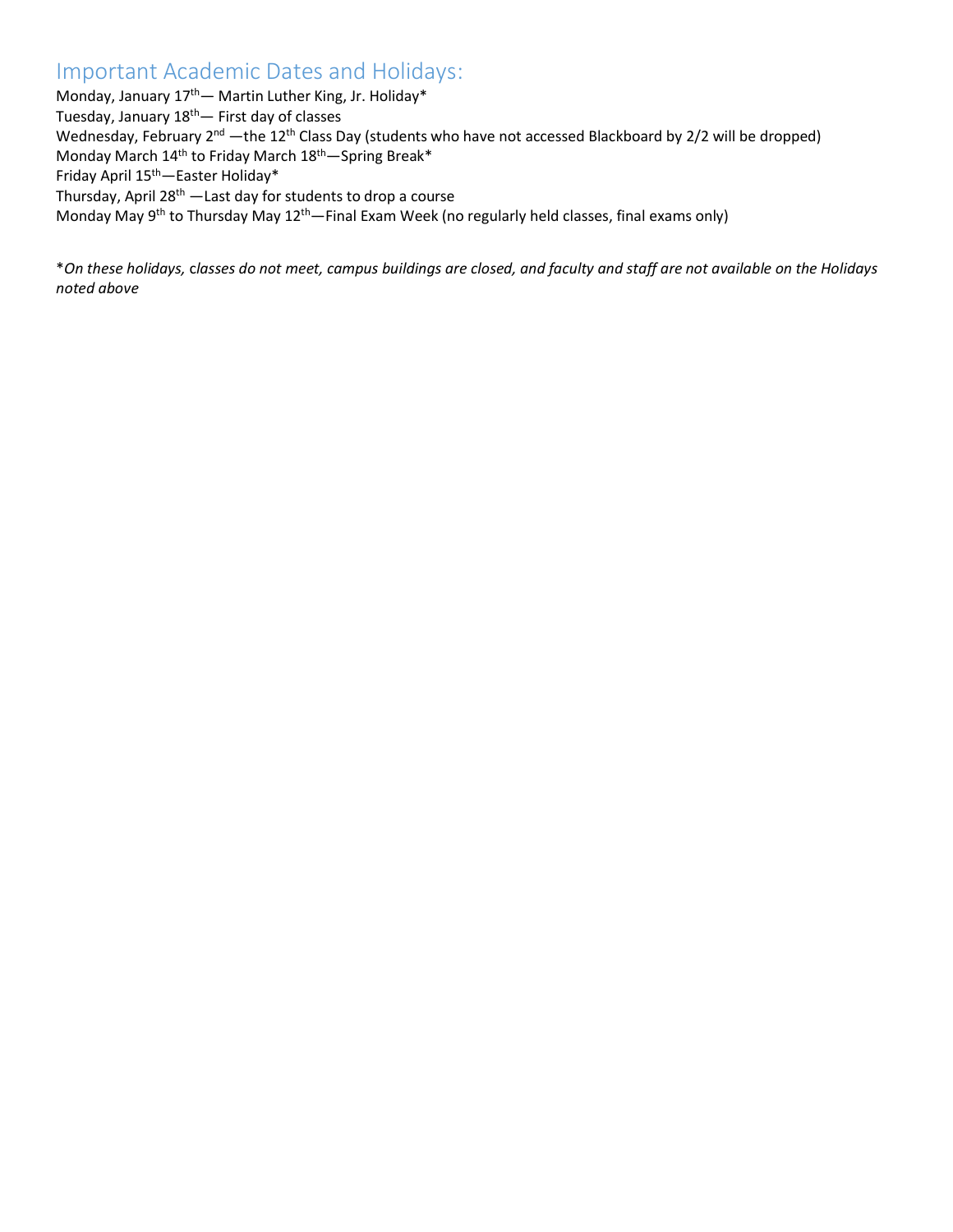## Important Academic Dates and Holidays:

Monday, January 17th— Martin Luther King, Jr. Holiday*
Tuesday, January 18th— First day of classes
Wednesday, February 2nd —the 12th Class Day (students who have not accessed Blackboard by 2/2 will be dropped)
Monday March 14th to Friday March 18th—Spring Break*
Friday April 15th—Easter Holiday*
Thursday, April 28th —Last day for students to drop a course
Monday May 9th to Thursday May 12th—Final Exam Week (no regularly held classes, final exams only)

**On these holidays, classes do not meet, campus buildings are closed, and faculty and staff are not available on the Holidays noted above*